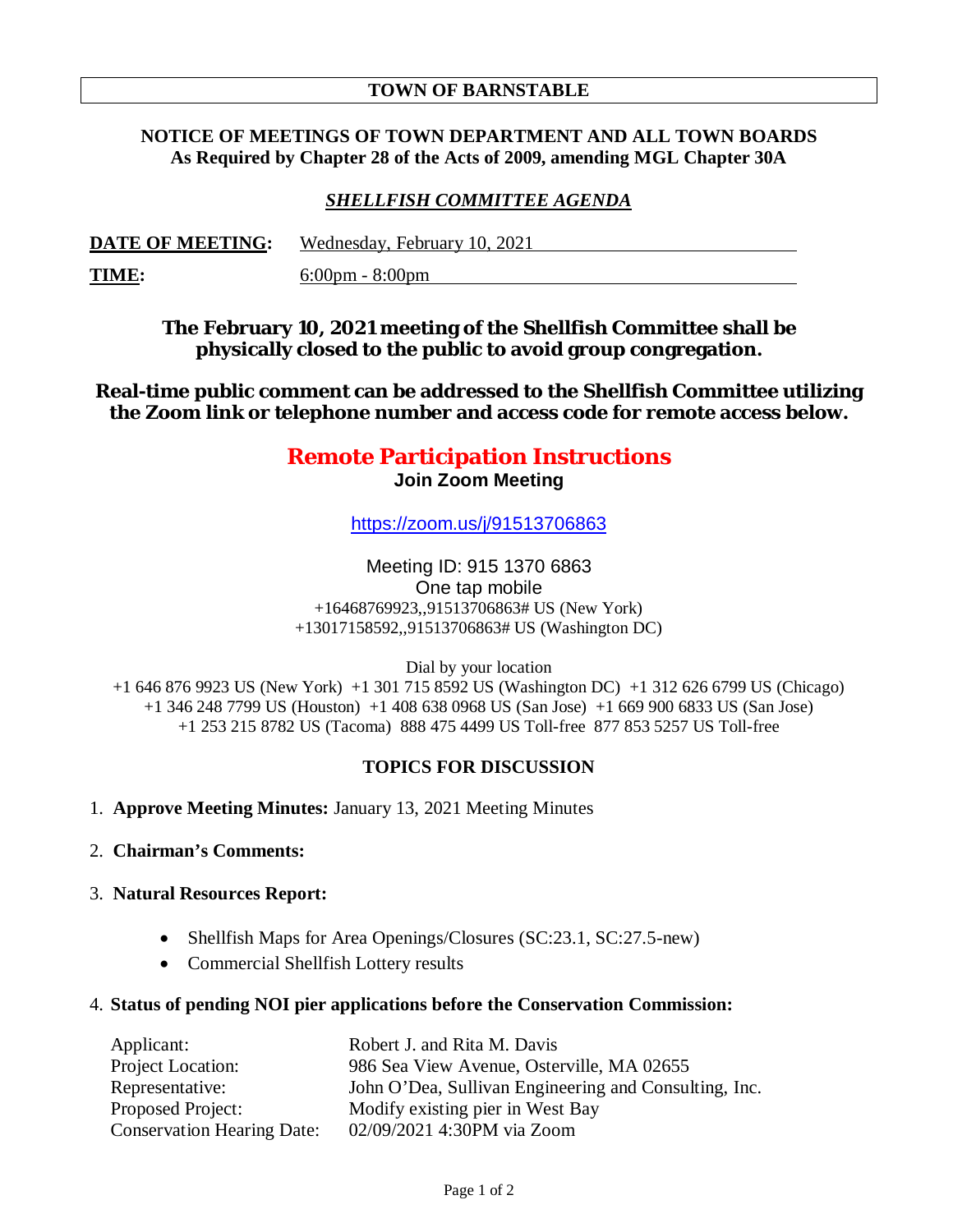# TOWN OF BARNSTABLE

**NOTICE OF MEETINGS OF TOWN DEPARTMENT AND ALL TOWN BOARDS**
**As Required by Chapter 28 of the Acts of 2009, amending MGL Chapter 30A**

## *SHELLFISH COMMITTEE AGENDA*

**DATE OF MEETING:** Wednesday, February 10, 2021

**TIME:** 6:00pm - 8:00pm

**The February 10, 2021 meeting of the Shellfish Committee shall be physically closed to the public to avoid group congregation.**

**Real-time public comment can be addressed to the Shellfish Committee utilizing the Zoom link or telephone number and access code for remote access below.**

## Remote Participation Instructions

**Join Zoom Meeting**

https://zoom.us/j/91513706863

Meeting ID: 915 1370 6863
One tap mobile
+16468769923,,91513706863# US (New York)
+13017158592,,91513706863# US (Washington DC)

Dial by your location
+1 646 876 9923 US (New York) +1 301 715 8592 US (Washington DC) +1 312 626 6799 US (Chicago)
+1 346 248 7799 US (Houston) +1 408 638 0968 US (San Jose) +1 669 900 6833 US (San Jose)
+1 253 215 8782 US (Tacoma) 888 475 4499 US Toll-free 877 853 5257 US Toll-free

### TOPICS FOR DISCUSSION

1. **Approve Meeting Minutes:** January 13, 2021 Meeting Minutes

2. **Chairman's Comments:**

3. **Natural Resources Report:**
   - Shellfish Maps for Area Openings/Closures (SC:23.1, SC:27.5-new)
   - Commercial Shellfish Lottery results

4. **Status of pending NOI pier applications before the Conservation Commission:**

| | |
|---|---|
| Applicant: | Robert J. and Rita M. Davis |
| Project Location: | 986 Sea View Avenue, Osterville, MA 02655 |
| Representative: | John O'Dea, Sullivan Engineering and Consulting, Inc. |
| Proposed Project: | Modify existing pier in West Bay |
| Conservation Hearing Date: | 02/09/2021 4:30PM via Zoom |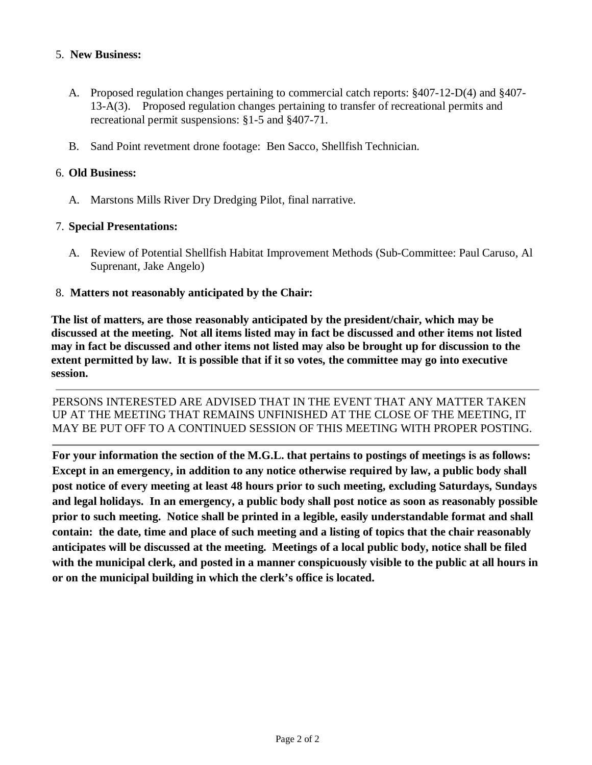5. **New Business:**

   A. Proposed regulation changes pertaining to commercial catch reports: §407-12-D(4) and §407-13-A(3). Proposed regulation changes pertaining to transfer of recreational permits and recreational permit suspensions: §1-5 and §407-71.

   B. Sand Point revetment drone footage: Ben Sacco, Shellfish Technician.

6. **Old Business:**

   A. Marstons Mills River Dry Dredging Pilot, final narrative.

7. **Special Presentations:**

   A. Review of Potential Shellfish Habitat Improvement Methods (Sub-Committee: Paul Caruso, Al Suprenant, Jake Angelo)

8. **Matters not reasonably anticipated by the Chair:**

**The list of matters, are those reasonably anticipated by the president/chair, which may be discussed at the meeting. Not all items listed may in fact be discussed and other items not listed may in fact be discussed and other items not listed may also be brought up for discussion to the extent permitted by law. It is possible that if it so votes, the committee may go into executive session.**

---

PERSONS INTERESTED ARE ADVISED THAT IN THE EVENT THAT ANY MATTER TAKEN UP AT THE MEETING THAT REMAINS UNFINISHED AT THE CLOSE OF THE MEETING, IT MAY BE PUT OFF TO A CONTINUED SESSION OF THIS MEETING WITH PROPER POSTING.

---

**For your information the section of the M.G.L. that pertains to postings of meetings is as follows: Except in an emergency, in addition to any notice otherwise required by law, a public body shall post notice of every meeting at least 48 hours prior to such meeting, excluding Saturdays, Sundays and legal holidays. In an emergency, a public body shall post notice as soon as reasonably possible prior to such meeting. Notice shall be printed in a legible, easily understandable format and shall contain: the date, time and place of such meeting and a listing of topics that the chair reasonably anticipates will be discussed at the meeting. Meetings of a local public body, notice shall be filed with the municipal clerk, and posted in a manner conspicuously visible to the public at all hours in or on the municipal building in which the clerk's office is located.**